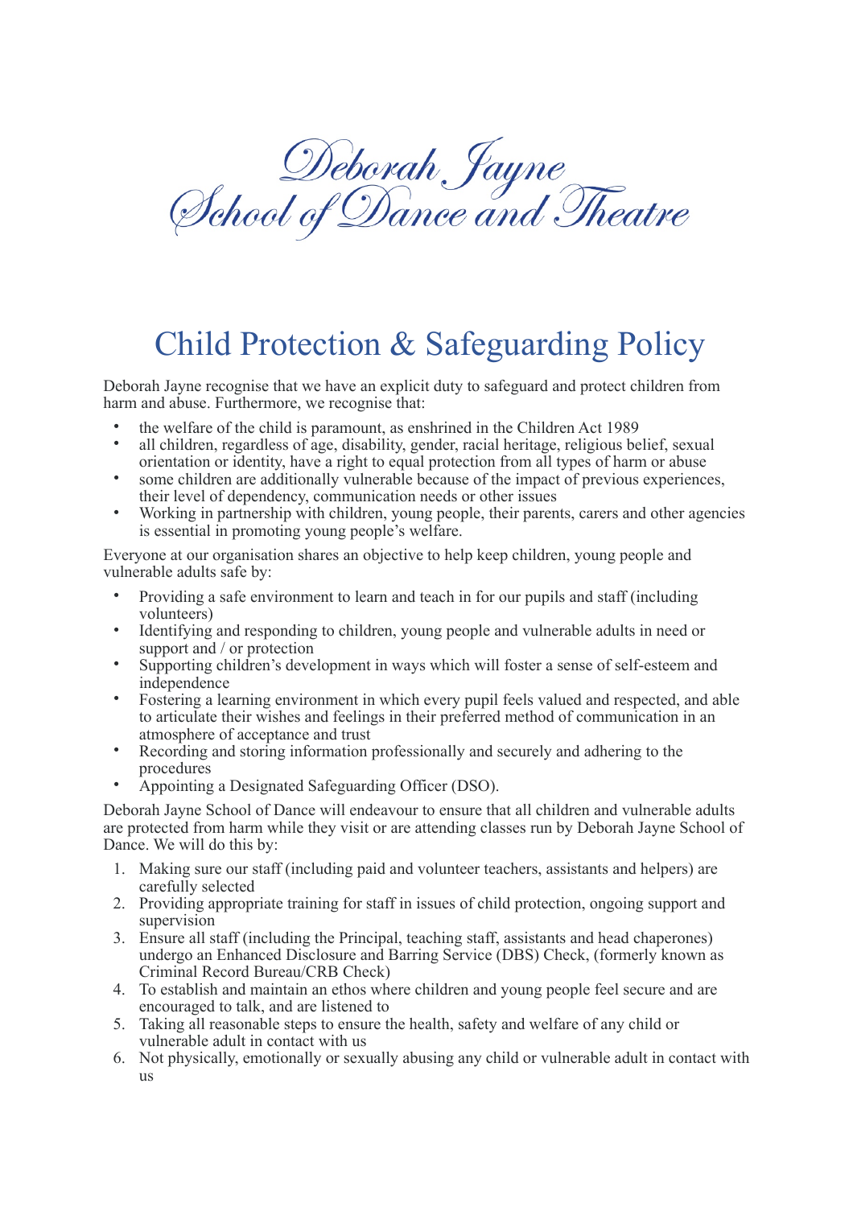Deborah Jayne
School of Dance and Theatre

# Child Protection & Safeguarding Policy

Deborah Jayne recognise that we have an explicit duty to safeguard and protect children from harm and abuse. Furthermore, we recognise that:

- the welfare of the child is paramount, as enshrined in the Children Act 1989
- all children, regardless of age, disability, gender, racial heritage, religious belief, sexual orientation or identity, have a right to equal protection from all types of harm or abuse
- some children are additionally vulnerable because of the impact of previous experiences, their level of dependency, communication needs or other issues
- Working in partnership with children, young people, their parents, carers and other agencies is essential in promoting young people's welfare.

Everyone at our organisation shares an objective to help keep children, young people and vulnerable adults safe by:

- Providing a safe environment to learn and teach in for our pupils and staff (including volunteers)
- Identifying and responding to children, young people and vulnerable adults in need or support and / or protection
- Supporting children's development in ways which will foster a sense of self-esteem and independence
- Fostering a learning environment in which every pupil feels valued and respected, and able to articulate their wishes and feelings in their preferred method of communication in an atmosphere of acceptance and trust
- Recording and storing information professionally and securely and adhering to the procedures
- Appointing a Designated Safeguarding Officer (DSO).

Deborah Jayne School of Dance will endeavour to ensure that all children and vulnerable adults are protected from harm while they visit or are attending classes run by Deborah Jayne School of Dance. We will do this by:

1. Making sure our staff (including paid and volunteer teachers, assistants and helpers) are carefully selected
2. Providing appropriate training for staff in issues of child protection, ongoing support and supervision
3. Ensure all staff (including the Principal, teaching staff, assistants and head chaperones) undergo an Enhanced Disclosure and Barring Service (DBS) Check, (formerly known as Criminal Record Bureau/CRB Check)
4. To establish and maintain an ethos where children and young people feel secure and are encouraged to talk, and are listened to
5. Taking all reasonable steps to ensure the health, safety and welfare of any child or vulnerable adult in contact with us
6. Not physically, emotionally or sexually abusing any child or vulnerable adult in contact with us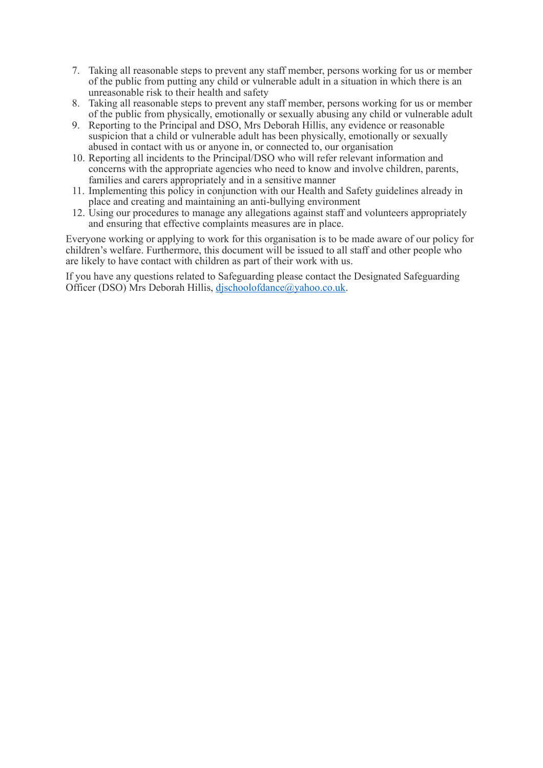7. Taking all reasonable steps to prevent any staff member, persons working for us or member of the public from putting any child or vulnerable adult in a situation in which there is an unreasonable risk to their health and safety
8. Taking all reasonable steps to prevent any staff member, persons working for us or member of the public from physically, emotionally or sexually abusing any child or vulnerable adult
9. Reporting to the Principal and DSO, Mrs Deborah Hillis, any evidence or reasonable suspicion that a child or vulnerable adult has been physically, emotionally or sexually abused in contact with us or anyone in, or connected to, our organisation
10. Reporting all incidents to the Principal/DSO who will refer relevant information and concerns with the appropriate agencies who need to know and involve children, parents, families and carers appropriately and in a sensitive manner
11. Implementing this policy in conjunction with our Health and Safety guidelines already in place and creating and maintaining an anti-bullying environment
12. Using our procedures to manage any allegations against staff and volunteers appropriately and ensuring that effective complaints measures are in place.

Everyone working or applying to work for this organisation is to be made aware of our policy for children's welfare. Furthermore, this document will be issued to all staff and other people who are likely to have contact with children as part of their work with us.

If you have any questions related to Safeguarding please contact the Designated Safeguarding Officer (DSO) Mrs Deborah Hillis, [djschoolofdance@yahoo.co.uk](mailto:djschoolofdance@yahoo.co.uk).